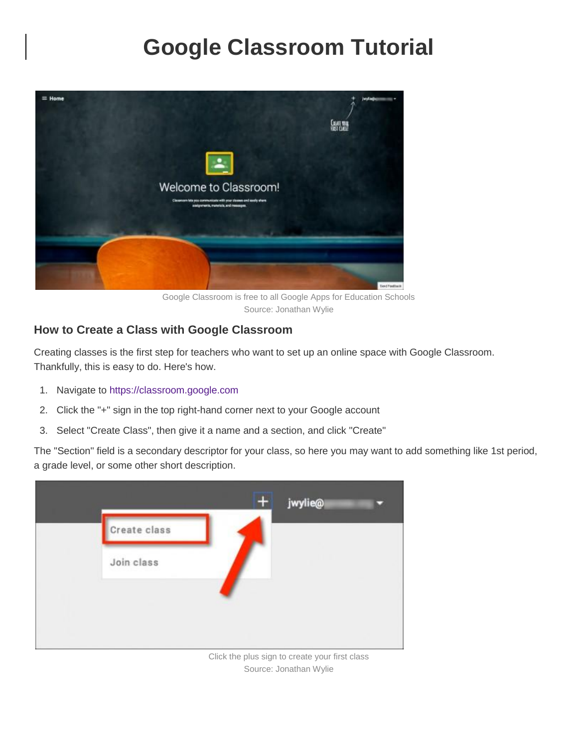# Google Classroom Tutorial

Google Classroom is free to all Google Apps for Education Schools
Source: Jonathan Wylie

### How to Create a Class with Google Classroom

Creating classes is the first step for teachers who want to set up an online space with Google Classroom. Thankfully, this is easy to do. Here's how.

1. Navigate to https://classroom.google.com
2. Click the "+" sign in the top right-hand corner next to your Google account
3. Select "Create Class", then give it a name and a section, and click "Create"

The "Section" field is a secondary descriptor for your class, so here you may want to add something like 1st period, a grade level, or some other short description.

Click the plus sign to create your first class
Source: Jonathan Wylie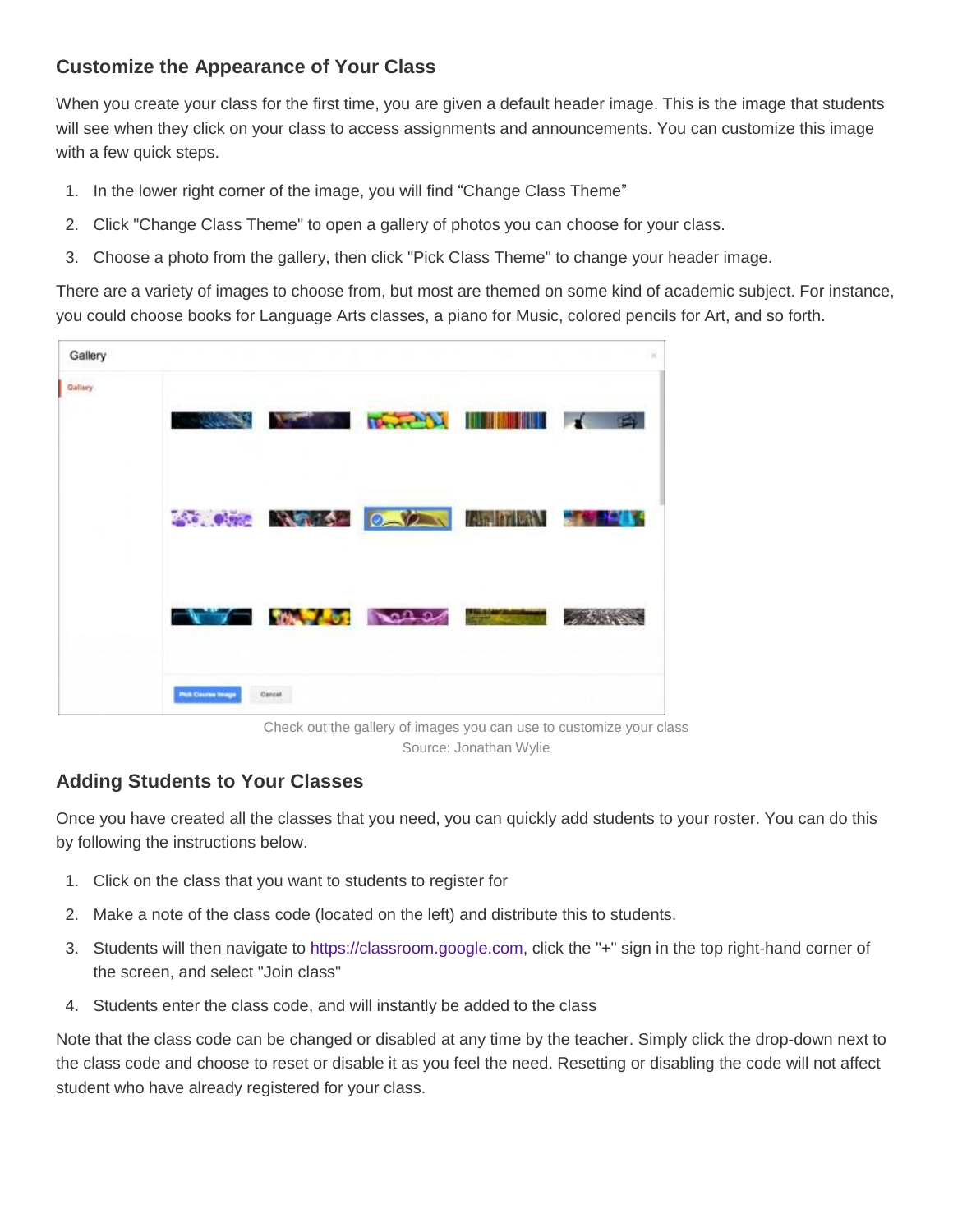### Customize the Appearance of Your Class

When you create your class for the first time, you are given a default header image. This is the image that students will see when they click on your class to access assignments and announcements. You can customize this image with a few quick steps.

1. In the lower right corner of the image, you will find “Change Class Theme”
2. Click "Change Class Theme" to open a gallery of photos you can choose for your class.
3. Choose a photo from the gallery, then click "Pick Class Theme" to change your header image.

There are a variety of images to choose from, but most are themed on some kind of academic subject. For instance, you could choose books for Language Arts classes, a piano for Music, colored pencils for Art, and so forth.

Check out the gallery of images you can use to customize your class
Source: Jonathan Wylie

### Adding Students to Your Classes

Once you have created all the classes that you need, you can quickly add students to your roster. You can do this by following the instructions below.

1. Click on the class that you want to students to register for
2. Make a note of the class code (located on the left) and distribute this to students.
3. Students will then navigate to https://classroom.google.com, click the "+" sign in the top right-hand corner of the screen, and select "Join class"
4. Students enter the class code, and will instantly be added to the class

Note that the class code can be changed or disabled at any time by the teacher. Simply click the drop-down next to the class code and choose to reset or disable it as you feel the need. Resetting or disabling the code will not affect student who have already registered for your class.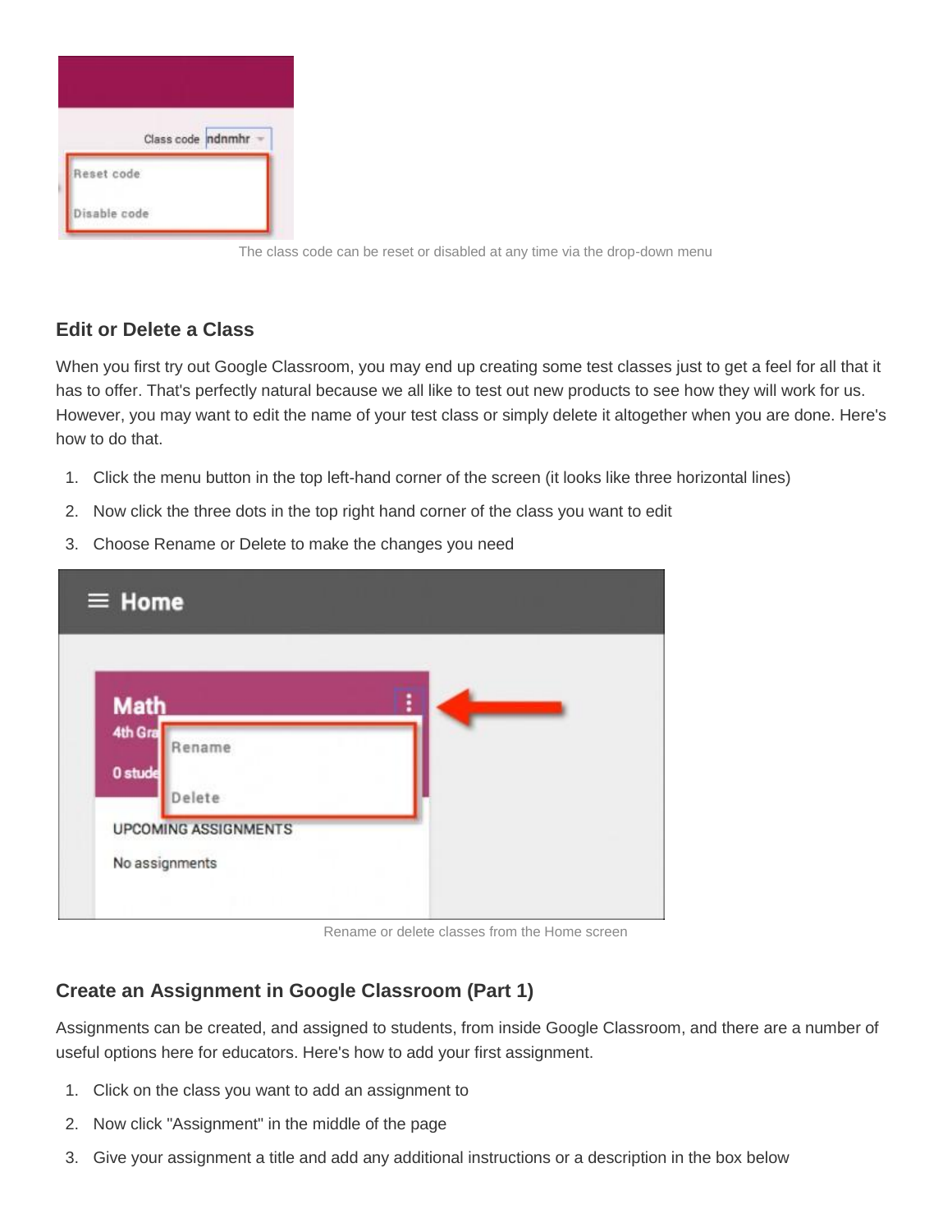The class code can be reset or disabled at any time via the drop-down menu

### Edit or Delete a Class

When you first try out Google Classroom, you may end up creating some test classes just to get a feel for all that it has to offer. That's perfectly natural because we all like to test out new products to see how they will work for us. However, you may want to edit the name of your test class or simply delete it altogether when you are done. Here's how to do that.

1. Click the menu button in the top left-hand corner of the screen (it looks like three horizontal lines)
2. Now click the three dots in the top right hand corner of the class you want to edit
3. Choose Rename or Delete to make the changes you need

Rename or delete classes from the Home screen

### Create an Assignment in Google Classroom (Part 1)

Assignments can be created, and assigned to students, from inside Google Classroom, and there are a number of useful options here for educators. Here's how to add your first assignment.

1. Click on the class you want to add an assignment to
2. Now click "Assignment" in the middle of the page
3. Give your assignment a title and add any additional instructions or a description in the box below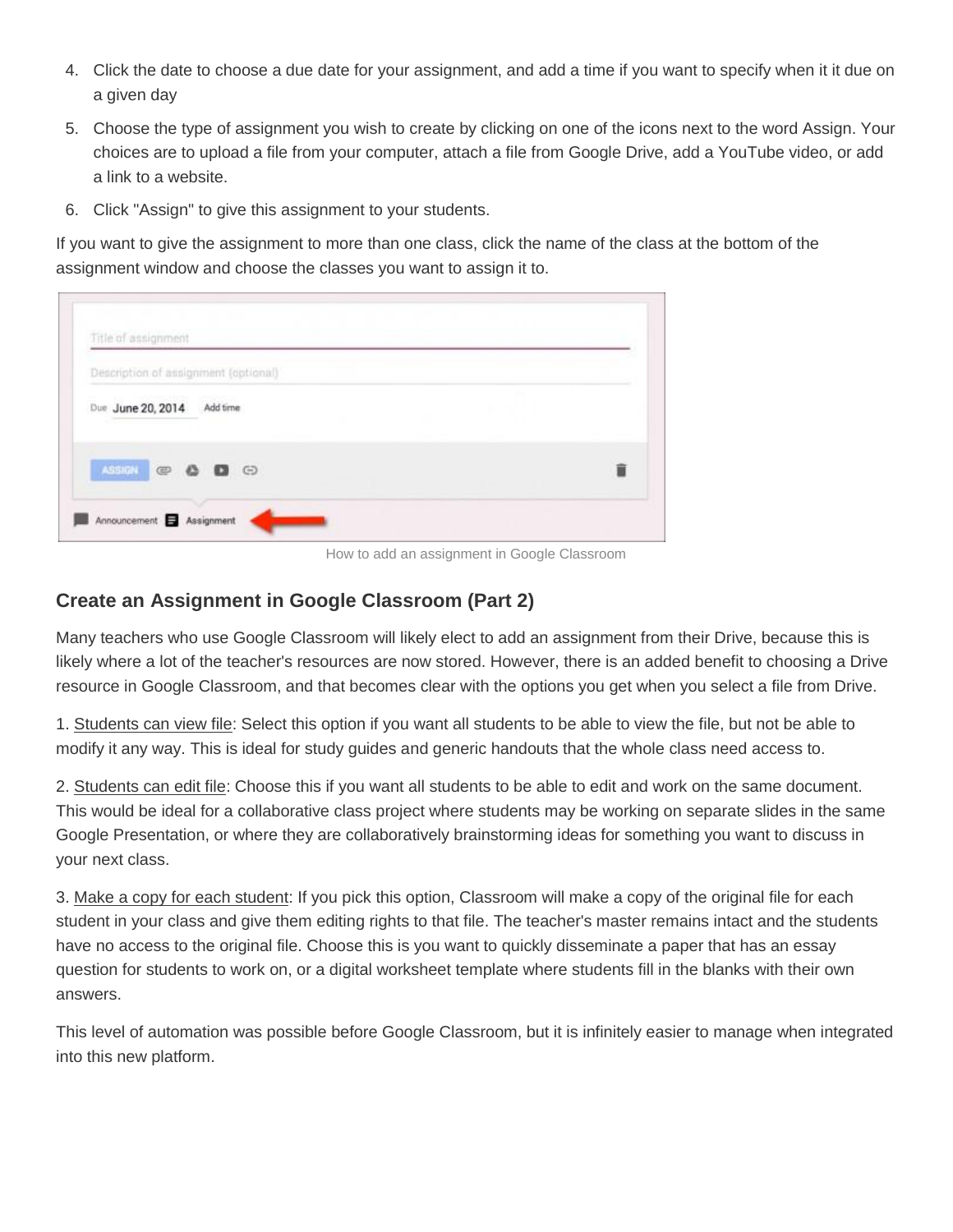4. Click the date to choose a due date for your assignment, and add a time if you want to specify when it it due on a given day
5. Choose the type of assignment you wish to create by clicking on one of the icons next to the word Assign. Your choices are to upload a file from your computer, attach a file from Google Drive, add a YouTube video, or add a link to a website.
6. Click "Assign" to give this assignment to your students.

If you want to give the assignment to more than one class, click the name of the class at the bottom of the assignment window and choose the classes you want to assign it to.

How to add an assignment in Google Classroom

### Create an Assignment in Google Classroom (Part 2)

Many teachers who use Google Classroom will likely elect to add an assignment from their Drive, because this is likely where a lot of the teacher's resources are now stored. However, there is an added benefit to choosing a Drive resource in Google Classroom, and that becomes clear with the options you get when you select a file from Drive.

1. Students can view file: Select this option if you want all students to be able to view the file, but not be able to modify it any way. This is ideal for study guides and generic handouts that the whole class need access to.

2. Students can edit file: Choose this if you want all students to be able to edit and work on the same document. This would be ideal for a collaborative class project where students may be working on separate slides in the same Google Presentation, or where they are collaboratively brainstorming ideas for something you want to discuss in your next class.

3. Make a copy for each student: If you pick this option, Classroom will make a copy of the original file for each student in your class and give them editing rights to that file. The teacher's master remains intact and the students have no access to the original file. Choose this is you want to quickly disseminate a paper that has an essay question for students to work on, or a digital worksheet template where students fill in the blanks with their own answers.

This level of automation was possible before Google Classroom, but it is infinitely easier to manage when integrated into this new platform.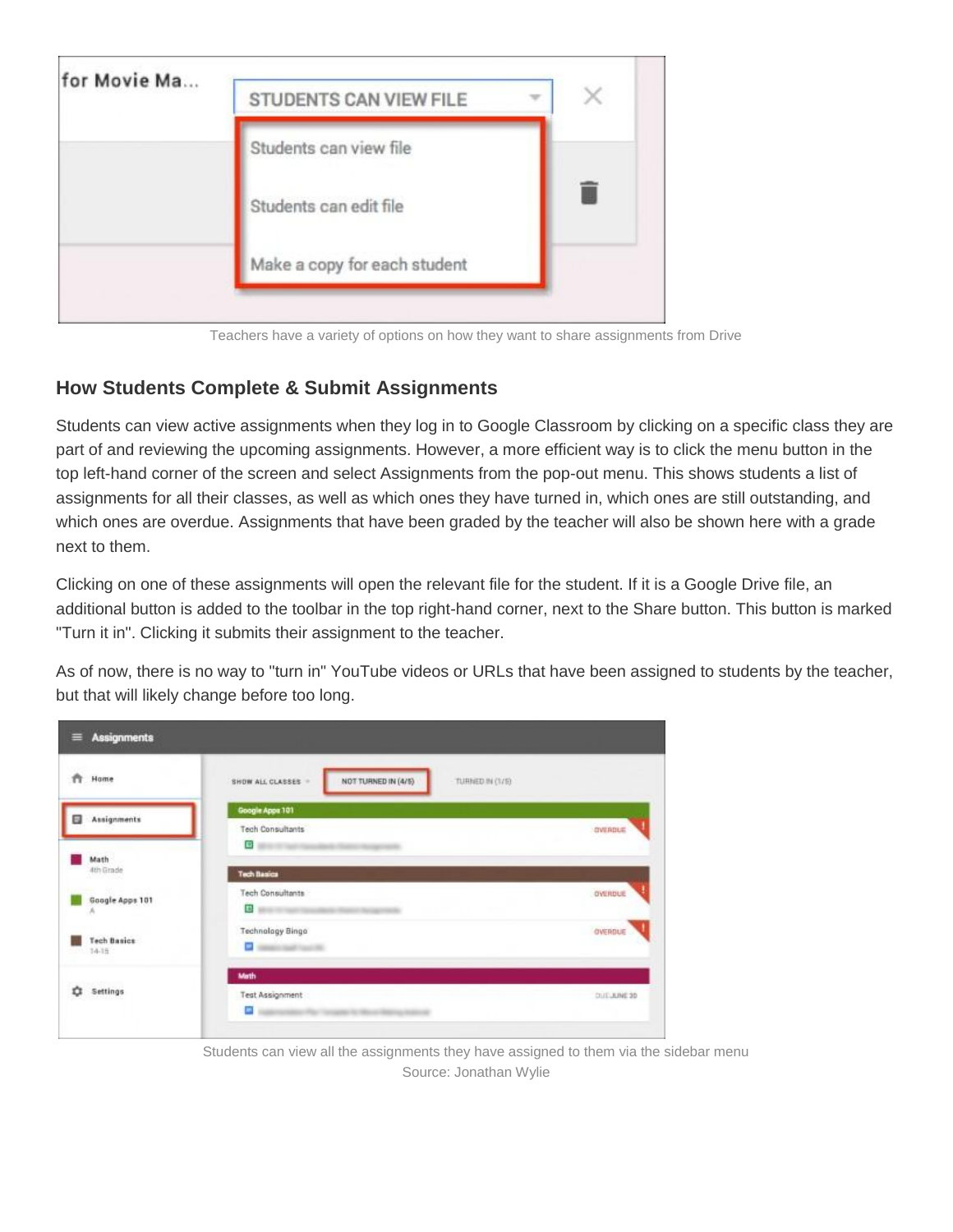Teachers have a variety of options on how they want to share assignments from Drive

### How Students Complete & Submit Assignments

Students can view active assignments when they log in to Google Classroom by clicking on a specific class they are part of and reviewing the upcoming assignments. However, a more efficient way is to click the menu button in the top left-hand corner of the screen and select Assignments from the pop-out menu. This shows students a list of assignments for all their classes, as well as which ones they have turned in, which ones are still outstanding, and which ones are overdue. Assignments that have been graded by the teacher will also be shown here with a grade next to them.

Clicking on one of these assignments will open the relevant file for the student. If it is a Google Drive file, an additional button is added to the toolbar in the top right-hand corner, next to the Share button. This button is marked "Turn it in". Clicking it submits their assignment to the teacher.

As of now, there is no way to "turn in" YouTube videos or URLs that have been assigned to students by the teacher, but that will likely change before too long.

Students can view all the assignments they have assigned to them via the sidebar menu
Source: Jonathan Wylie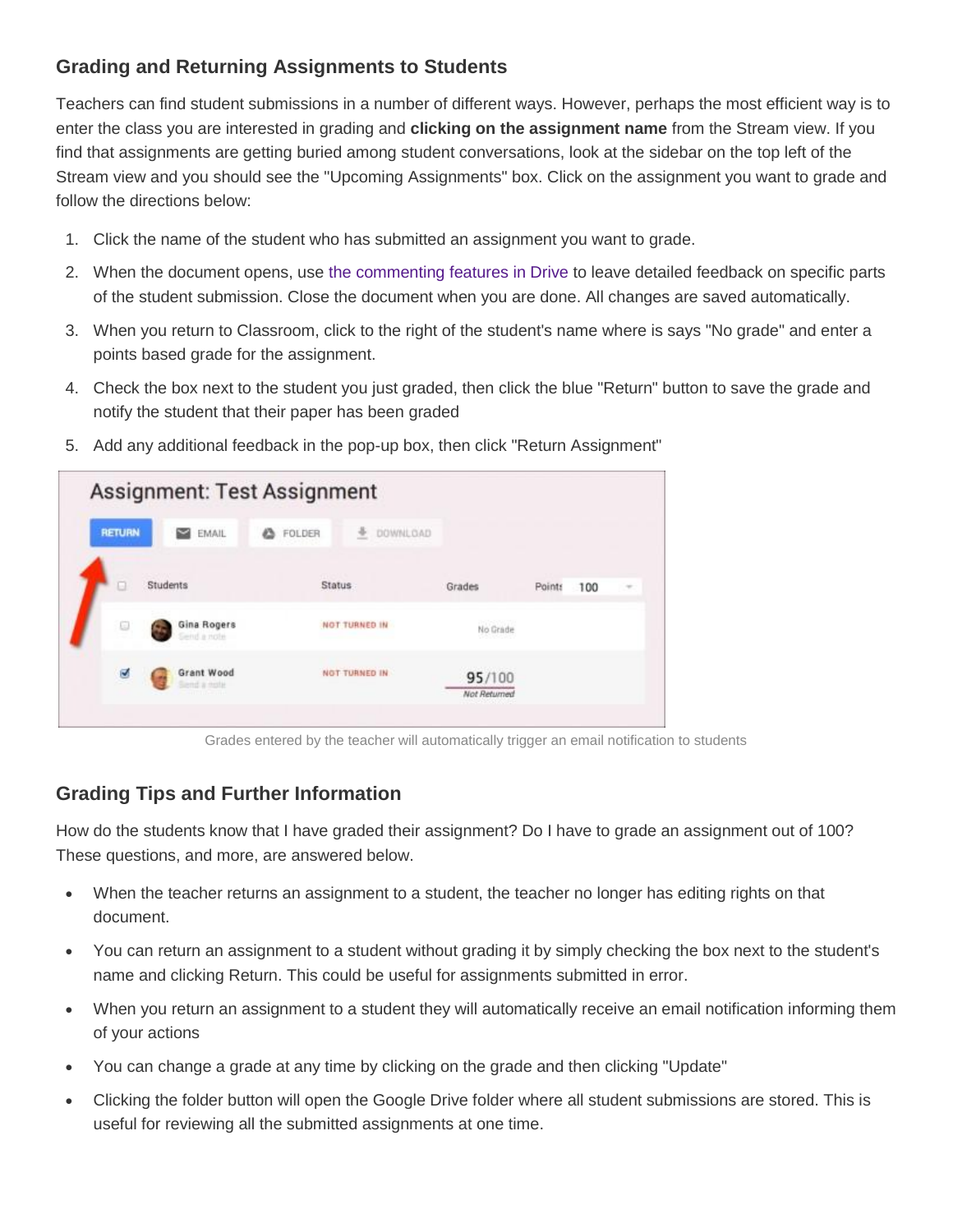## Grading and Returning Assignments to Students

Teachers can find student submissions in a number of different ways. However, perhaps the most efficient way is to enter the class you are interested in grading and **clicking on the assignment name** from the Stream view. If you find that assignments are getting buried among student conversations, look at the sidebar on the top left of the Stream view and you should see the "Upcoming Assignments" box. Click on the assignment you want to grade and follow the directions below:

1. Click the name of the student who has submitted an assignment you want to grade.
2. When the document opens, use the commenting features in Drive to leave detailed feedback on specific parts of the student submission. Close the document when you are done. All changes are saved automatically.
3. When you return to Classroom, click to the right of the student's name where is says "No grade" and enter a points based grade for the assignment.
4. Check the box next to the student you just graded, then click the blue "Return" button to save the grade and notify the student that their paper has been graded
5. Add any additional feedback in the pop-up box, then click "Return Assignment"

Grades entered by the teacher will automatically trigger an email notification to students

## Grading Tips and Further Information

How do the students know that I have graded their assignment? Do I have to grade an assignment out of 100? These questions, and more, are answered below.

- When the teacher returns an assignment to a student, the teacher no longer has editing rights on that document.
- You can return an assignment to a student without grading it by simply checking the box next to the student's name and clicking Return. This could be useful for assignments submitted in error.
- When you return an assignment to a student they will automatically receive an email notification informing them of your actions
- You can change a grade at any time by clicking on the grade and then clicking "Update"
- Clicking the folder button will open the Google Drive folder where all student submissions are stored. This is useful for reviewing all the submitted assignments at one time.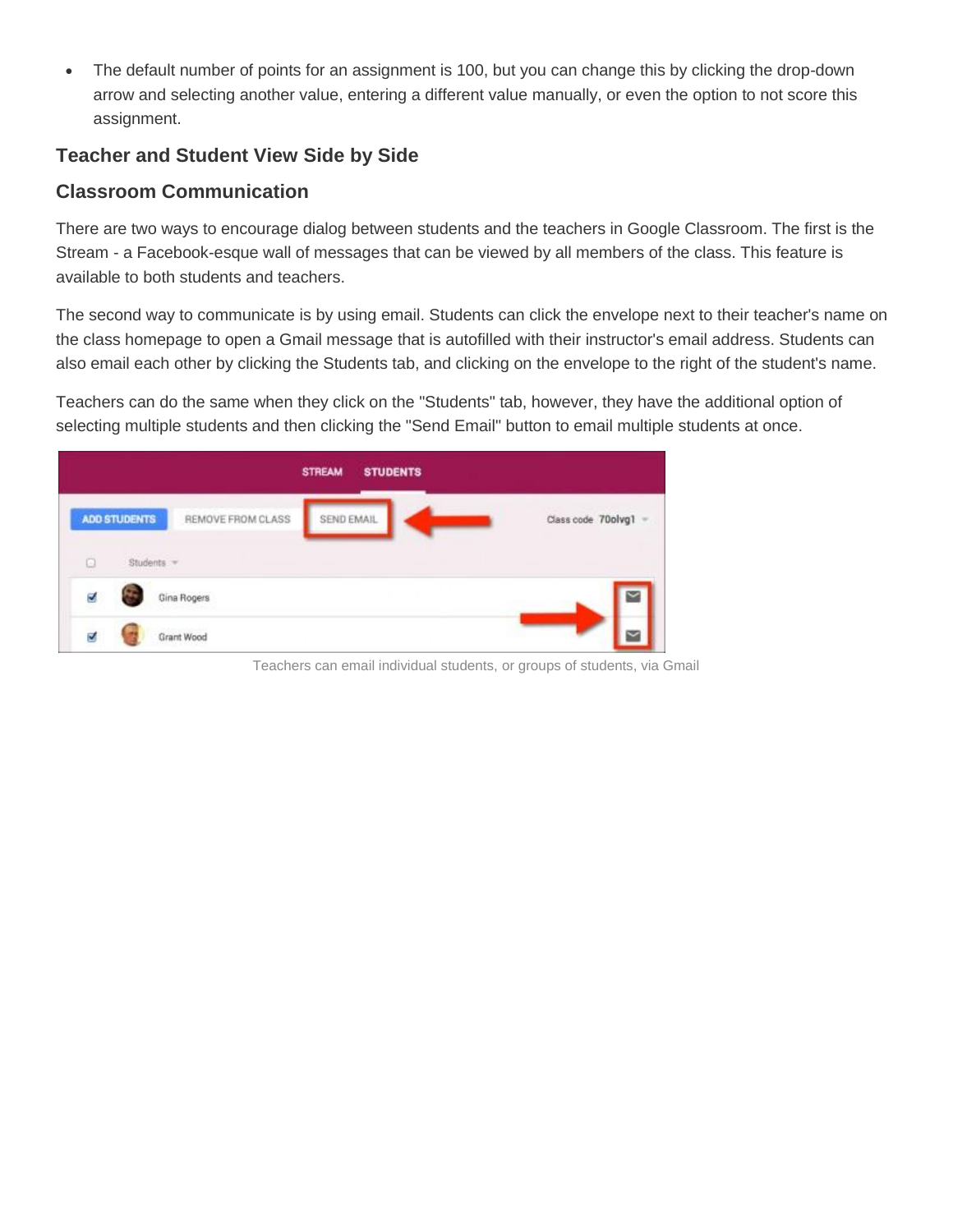- The default number of points for an assignment is 100, but you can change this by clicking the drop-down arrow and selecting another value, entering a different value manually, or even the option to not score this assignment.

### Teacher and Student View Side by Side

### Classroom Communication

There are two ways to encourage dialog between students and the teachers in Google Classroom. The first is the Stream - a Facebook-esque wall of messages that can be viewed by all members of the class. This feature is available to both students and teachers.

The second way to communicate is by using email. Students can click the envelope next to their teacher's name on the class homepage to open a Gmail message that is autofilled with their instructor's email address. Students can also email each other by clicking the Students tab, and clicking on the envelope to the right of the student's name.

Teachers can do the same when they click on the "Students" tab, however, they have the additional option of selecting multiple students and then clicking the "Send Email" button to email multiple students at once.

Teachers can email individual students, or groups of students, via Gmail